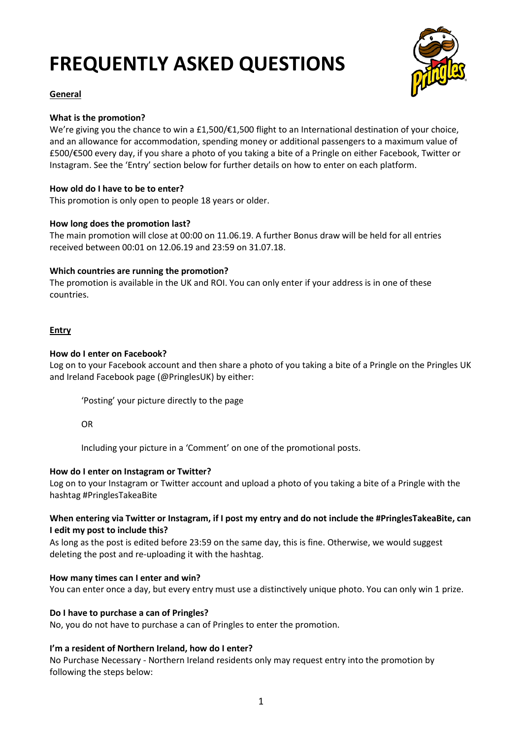# FREQUENTLY ASKED QUESTIONS

## General

**What is the promotion?**
We're giving you the chance to win a £1,500/€1,500 flight to an International destination of your choice, and an allowance for accommodation, spending money or additional passengers to a maximum value of £500/€500 every day, if you share a photo of you taking a bite of a Pringle on either Facebook, Twitter or Instagram. See the 'Entry' section below for further details on how to enter on each platform.

**How old do I have to be to enter?**
This promotion is only open to people 18 years or older.

**How long does the promotion last?**
The main promotion will close at 00:00 on 11.06.19. A further Bonus draw will be held for all entries received between 00:01 on 12.06.19 and 23:59 on 31.07.18.

**Which countries are running the promotion?**
The promotion is available in the UK and ROI. You can only enter if your address is in one of these countries.

## Entry

**How do I enter on Facebook?**
Log on to your Facebook account and then share a photo of you taking a bite of a Pringle on the Pringles UK and Ireland Facebook page (@PringlesUK) by either:

> 'Posting' your picture directly to the page
>
> OR
>
> Including your picture in a 'Comment' on one of the promotional posts.

**How do I enter on Instagram or Twitter?**
Log on to your Instagram or Twitter account and upload a photo of you taking a bite of a Pringle with the hashtag #PringlesTakeaBite

**When entering via Twitter or Instagram, if I post my entry and do not include the #PringlesTakeaBite, can I edit my post to include this?**
As long as the post is edited before 23:59 on the same day, this is fine. Otherwise, we would suggest deleting the post and re-uploading it with the hashtag.

**How many times can I enter and win?**
You can enter once a day, but every entry must use a distinctively unique photo. You can only win 1 prize.

**Do I have to purchase a can of Pringles?**
No, you do not have to purchase a can of Pringles to enter the promotion.

**I'm a resident of Northern Ireland, how do I enter?**
No Purchase Necessary - Northern Ireland residents only may request entry into the promotion by following the steps below: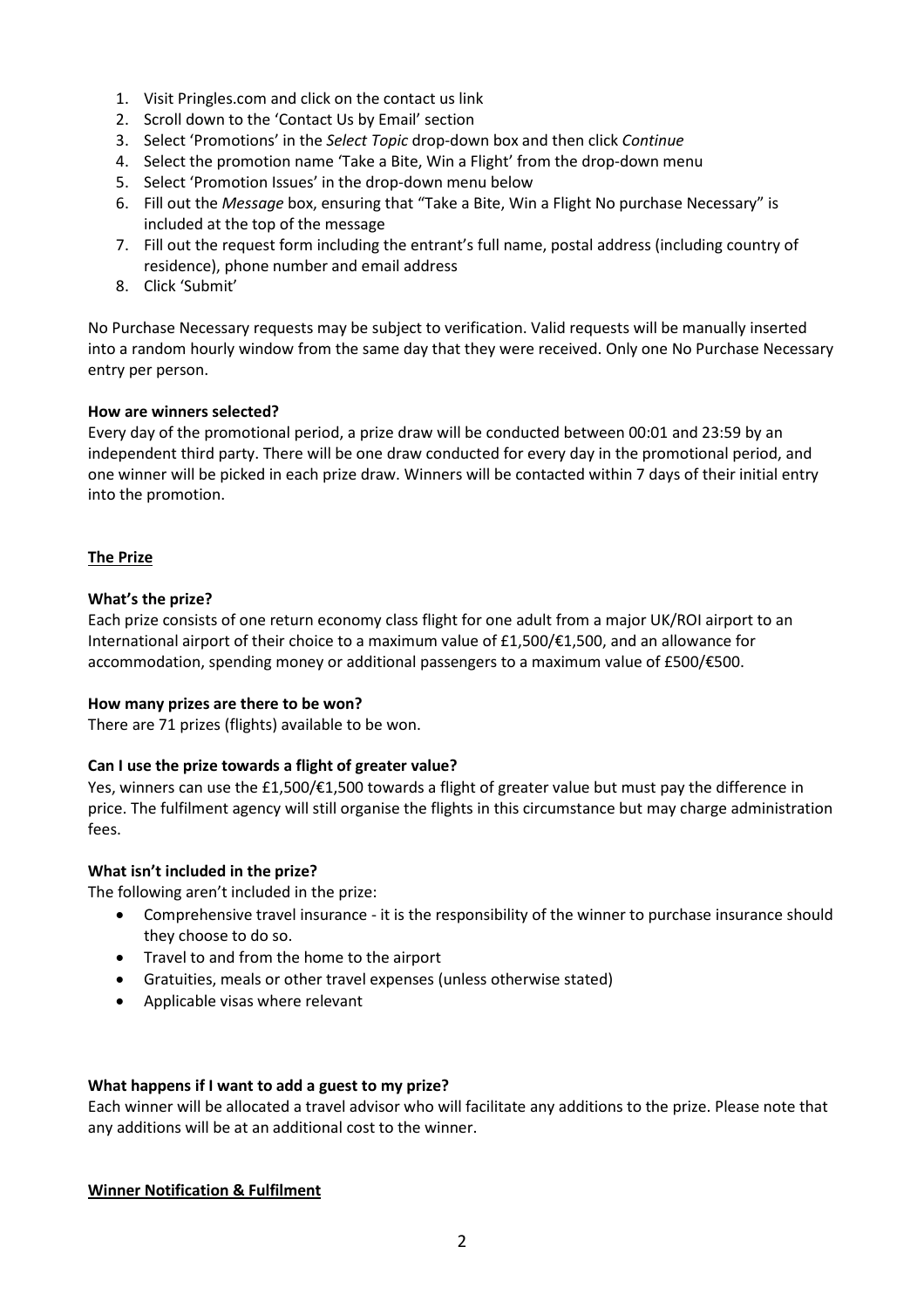1. Visit Pringles.com and click on the contact us link
2. Scroll down to the 'Contact Us by Email' section
3. Select 'Promotions' in the *Select Topic* drop-down box and then click *Continue*
4. Select the promotion name 'Take a Bite, Win a Flight' from the drop-down menu
5. Select 'Promotion Issues' in the drop-down menu below
6. Fill out the *Message* box, ensuring that "Take a Bite, Win a Flight No purchase Necessary" is included at the top of the message
7. Fill out the request form including the entrant's full name, postal address (including country of residence), phone number and email address
8. Click 'Submit'

No Purchase Necessary requests may be subject to verification. Valid requests will be manually inserted into a random hourly window from the same day that they were received. Only one No Purchase Necessary entry per person.

**How are winners selected?**

Every day of the promotional period, a prize draw will be conducted between 00:01 and 23:59 by an independent third party. There will be one draw conducted for every day in the promotional period, and one winner will be picked in each prize draw. Winners will be contacted within 7 days of their initial entry into the promotion.

## The Prize

**What's the prize?**

Each prize consists of one return economy class flight for one adult from a major UK/ROI airport to an International airport of their choice to a maximum value of £1,500/€1,500, and an allowance for accommodation, spending money or additional passengers to a maximum value of £500/€500.

**How many prizes are there to be won?**

There are 71 prizes (flights) available to be won.

**Can I use the prize towards a flight of greater value?**

Yes, winners can use the £1,500/€1,500 towards a flight of greater value but must pay the difference in price. The fulfilment agency will still organise the flights in this circumstance but may charge administration fees.

**What isn't included in the prize?**

The following aren't included in the prize:

- Comprehensive travel insurance - it is the responsibility of the winner to purchase insurance should they choose to do so.
- Travel to and from the home to the airport
- Gratuities, meals or other travel expenses (unless otherwise stated)
- Applicable visas where relevant

**What happens if I want to add a guest to my prize?**

Each winner will be allocated a travel advisor who will facilitate any additions to the prize. Please note that any additions will be at an additional cost to the winner.

## Winner Notification & Fulfilment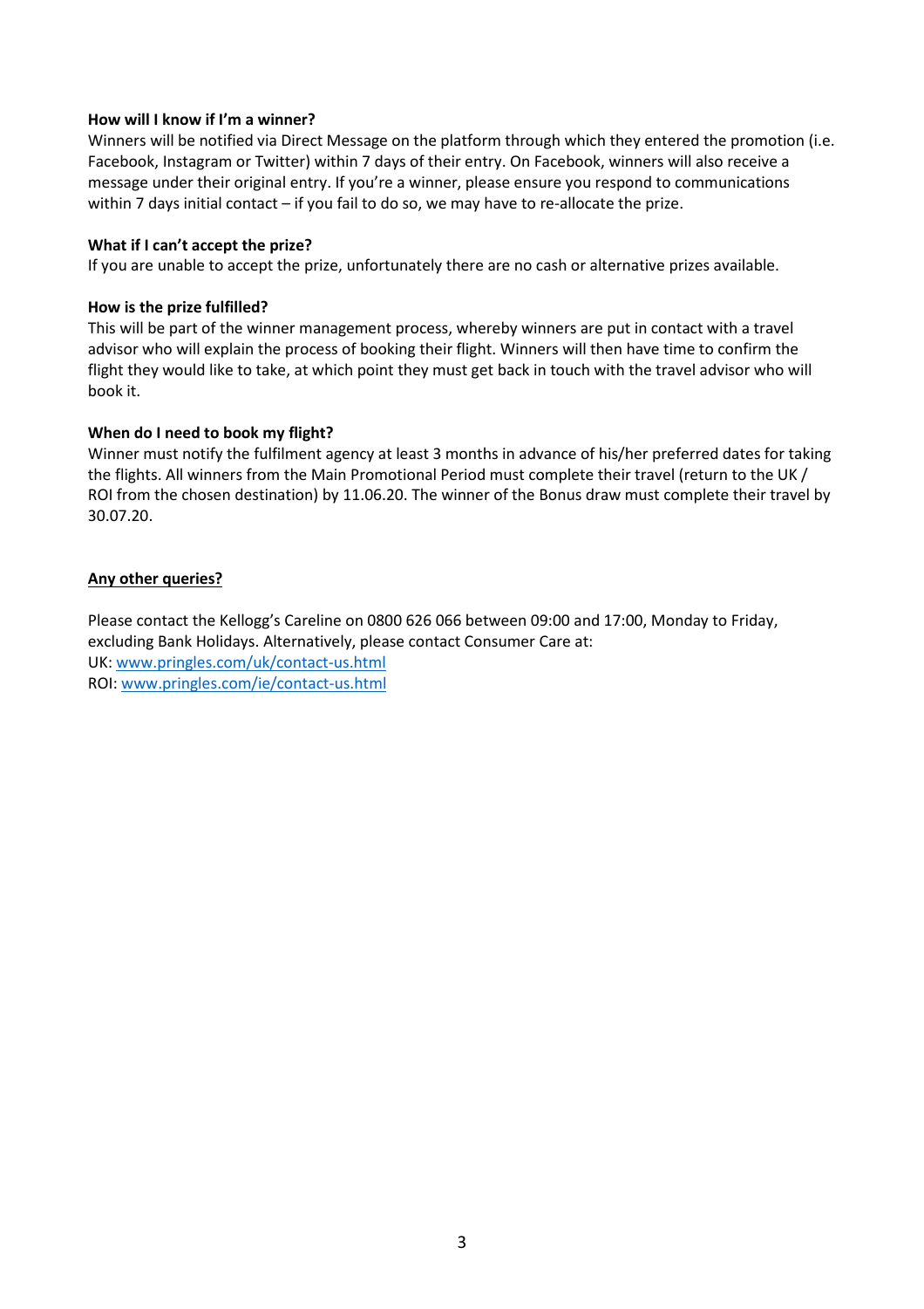**How will I know if I'm a winner?**

Winners will be notified via Direct Message on the platform through which they entered the promotion (i.e. Facebook, Instagram or Twitter) within 7 days of their entry. On Facebook, winners will also receive a message under their original entry. If you're a winner, please ensure you respond to communications within 7 days initial contact – if you fail to do so, we may have to re-allocate the prize.

**What if I can't accept the prize?**

If you are unable to accept the prize, unfortunately there are no cash or alternative prizes available.

**How is the prize fulfilled?**

This will be part of the winner management process, whereby winners are put in contact with a travel advisor who will explain the process of booking their flight. Winners will then have time to confirm the flight they would like to take, at which point they must get back in touch with the travel advisor who will book it.

**When do I need to book my flight?**

Winner must notify the fulfilment agency at least 3 months in advance of his/her preferred dates for taking the flights. All winners from the Main Promotional Period must complete their travel (return to the UK / ROI from the chosen destination) by 11.06.20. The winner of the Bonus draw must complete their travel by 30.07.20.

**Any other queries?**

Please contact the Kellogg's Careline on 0800 626 066 between 09:00 and 17:00, Monday to Friday, excluding Bank Holidays. Alternatively, please contact Consumer Care at:
UK: [www.pringles.com/uk/contact-us.html](www.pringles.com/uk/contact-us.html)
ROI: [www.pringles.com/ie/contact-us.html](www.pringles.com/ie/contact-us.html)